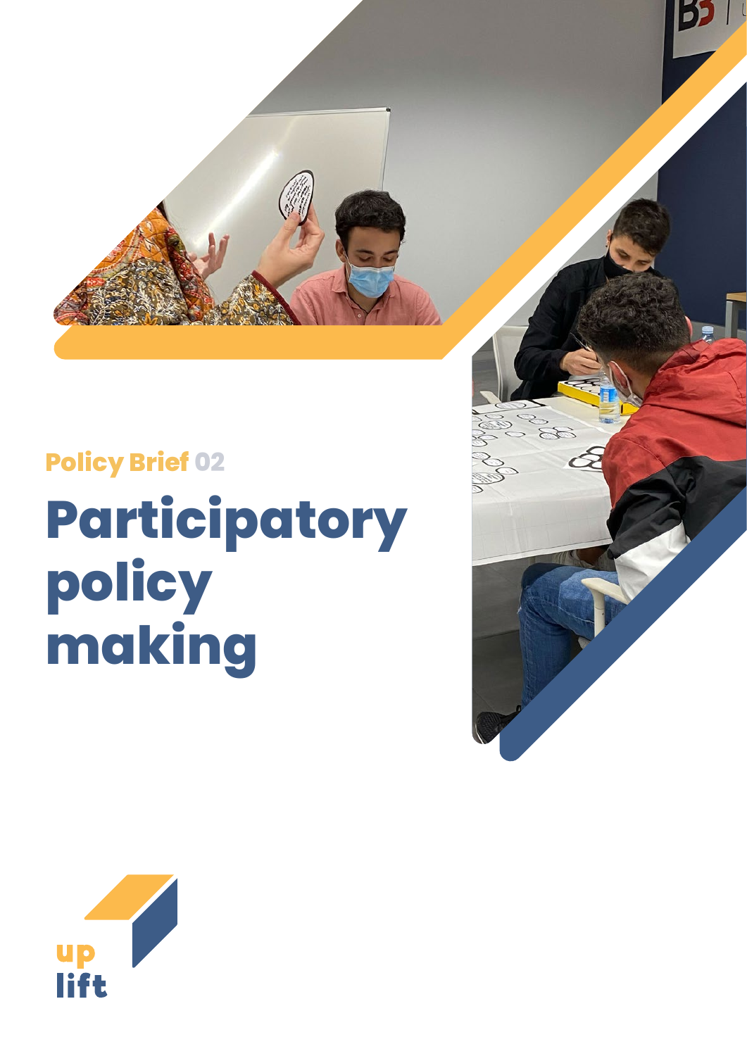Policy Brief 02

# Participatory policy making

up lift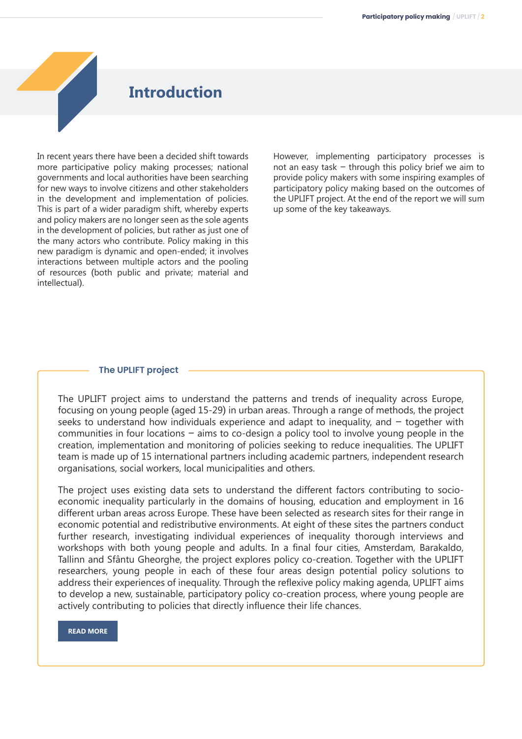# Introduction

In recent years there have been a decided shift towards more participative policy making processes; national governments and local authorities have been searching for new ways to involve citizens and other stakeholders in the development and implementation of policies. This is part of a wider paradigm shift, whereby experts and policy makers are no longer seen as the sole agents in the development of policies, but rather as just one of the many actors who contribute. Policy making in this new paradigm is dynamic and open-ended; it involves interactions between multiple actors and the pooling of resources (both public and private; material and intellectual).

However, implementing participatory processes is not an easy task – through this policy brief we aim to provide policy makers with some inspiring examples of participatory policy making based on the outcomes of the UPLIFT project. At the end of the report we will sum up some of the key takeaways.

## The UPLIFT project

The UPLIFT project aims to understand the patterns and trends of inequality across Europe, focusing on young people (aged 15-29) in urban areas. Through a range of methods, the project seeks to understand how individuals experience and adapt to inequality, and – together with communities in four locations – aims to co-design a policy tool to involve young people in the creation, implementation and monitoring of policies seeking to reduce inequalities. The UPLIFT team is made up of 15 international partners including academic partners, independent research organisations, social workers, local municipalities and others.

The project uses existing data sets to understand the different factors contributing to socio-economic inequality particularly in the domains of housing, education and employment in 16 different urban areas across Europe. These have been selected as research sites for their range in economic potential and redistributive environments. At eight of these sites the partners conduct further research, investigating individual experiences of inequality thorough interviews and workshops with both young people and adults. In a final four cities, Amsterdam, Barakaldo, Tallinn and Sfântu Gheorghe, the project explores policy co-creation. Together with the UPLIFT researchers, young people in each of these four areas design potential policy solutions to address their experiences of inequality. Through the reflexive policy making agenda, UPLIFT aims to develop a new, sustainable, participatory policy co-creation process, where young people are actively contributing to policies that directly influence their life chances.

**READ MORE**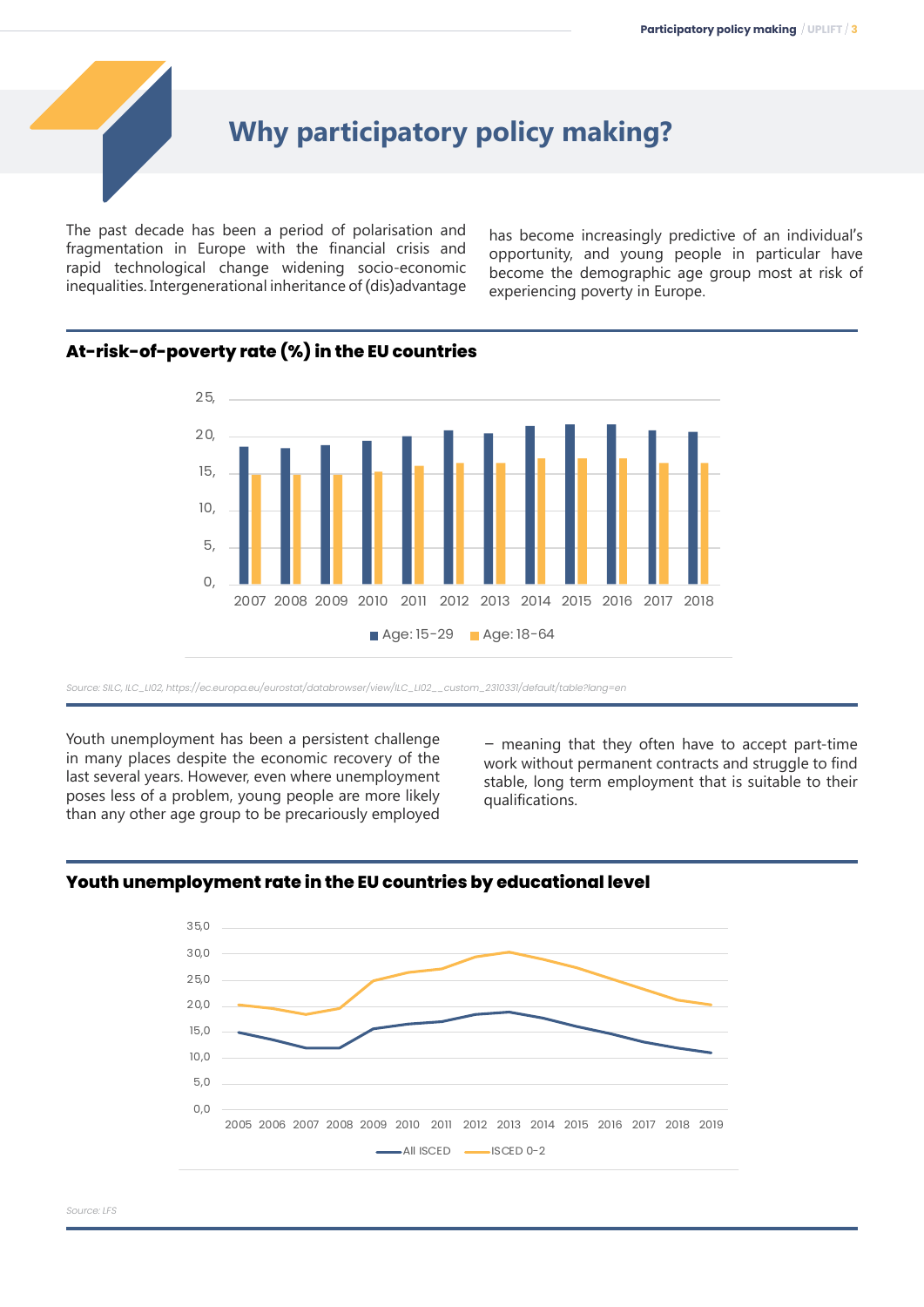# Why participatory policy making?

The past decade has been a period of polarisation and fragmentation in Europe with the financial crisis and rapid technological change widening socio-economic inequalities. Intergenerational inheritance of (dis)advantage has become increasingly predictive of an individual's opportunity, and young people in particular have become the demographic age group most at risk of experiencing poverty in Europe.

## At-risk-of-poverty rate (%) in the EU countries

*Source: SILC, ILC_LI02, https://ec.europa.eu/eurostat/databrowser/view/ILC_LI02__custom_2310331/default/table?lang=en*

Youth unemployment has been a persistent challenge in many places despite the economic recovery of the last several years. However, even where unemployment poses less of a problem, young people are more likely than any other age group to be precariously employed – meaning that they often have to accept part-time work without permanent contracts and struggle to find stable, long term employment that is suitable to their qualifications.

## Youth unemployment rate in the EU countries by educational level

*Source: LFS*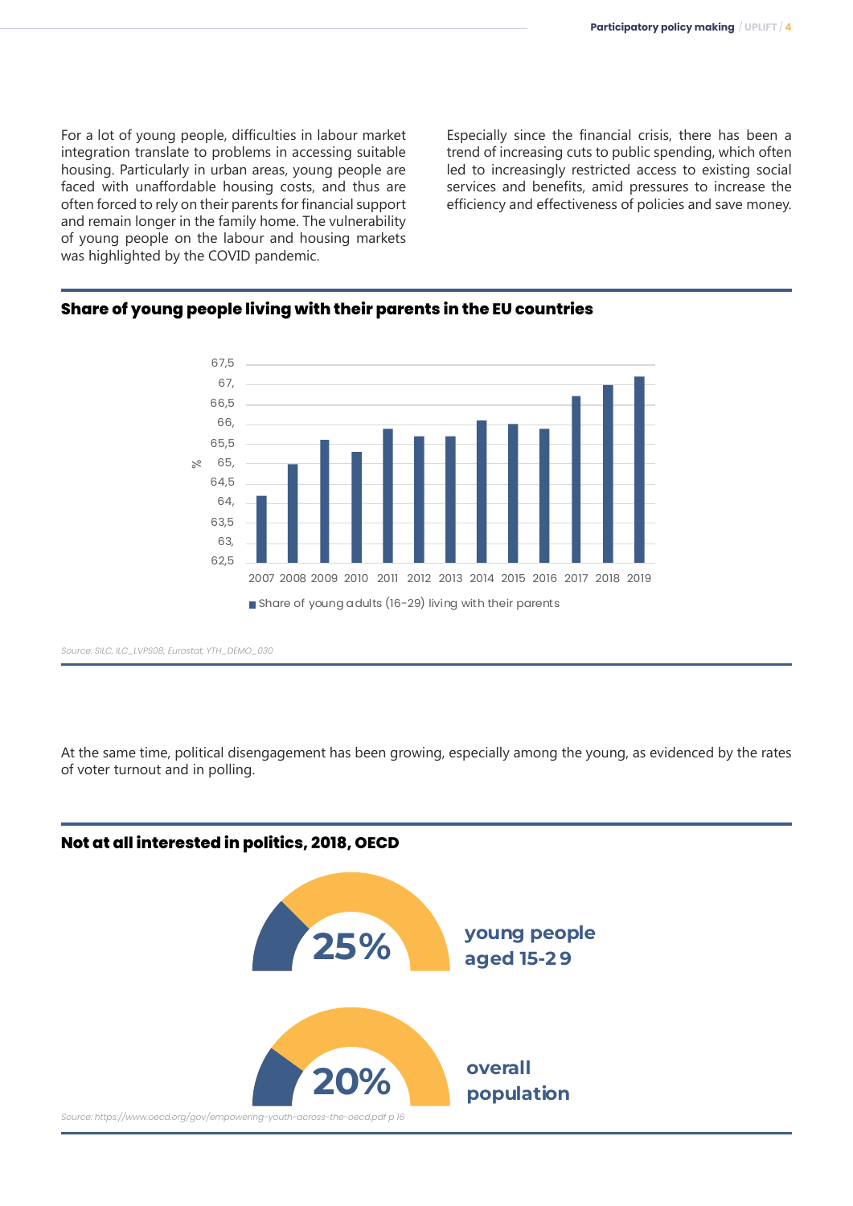For a lot of young people, difficulties in labour market integration translate to problems in accessing suitable housing. Particularly in urban areas, young people are faced with unaffordable housing costs, and thus are often forced to rely on their parents for financial support and remain longer in the family home. The vulnerability of young people on the labour and housing markets was highlighted by the COVID pandemic.

Especially since the financial crisis, there has been a trend of increasing cuts to public spending, which often led to increasingly restricted access to existing social services and benefits, amid pressures to increase the efficiency and effectiveness of policies and save money.

### Share of young people living with their parents in the EU countries

Share of young adults (16-29) living with their parents

*Source: SILC, ILC_LVPS08; Eurostat, YTH_DEMO_030*

At the same time, political disengagement has been growing, especially among the young, as evidenced by the rates of voter turnout and in polling.

### Not at all interested in politics, 2018, OECD

**25%** young people aged 15-29

**20%** overall population

*Source: https://www.oecd.org/gov/empowering-youth-across-the-oecd.pdf p 16*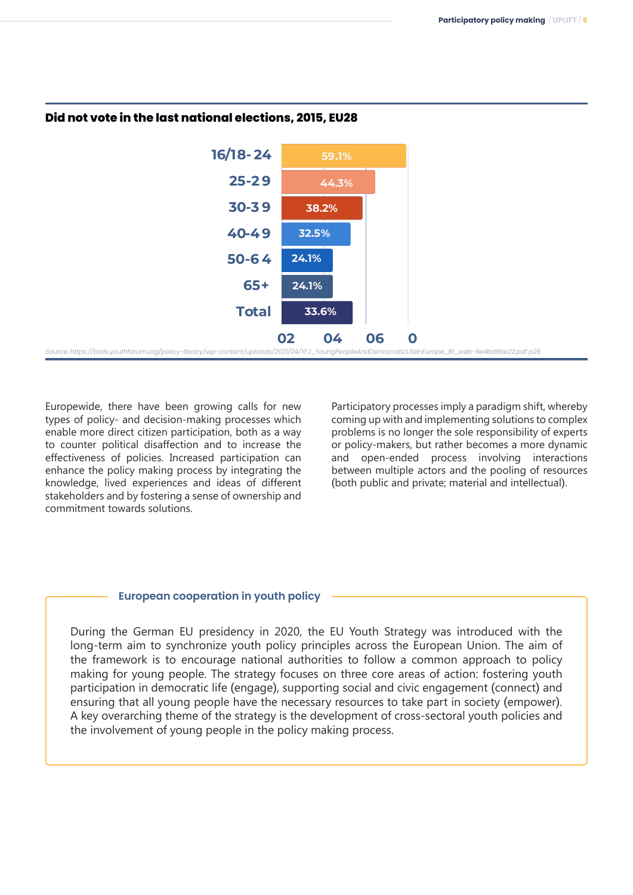### Did not vote in the last national elections, 2015, EU28

| Age group | Did not vote |
|---|---|
| 16/18-24 | 59.1% |
| 25-29 | 44.3% |
| 30-39 | 38.2% |
| 40-49 | 32.5% |
| 50-64 | 24.1% |
| 65+ | 24.1% |
| Total | 33.6% |

*Source: https://tools.youthforum.org/policy-library/wp-content/uploads/2021/04/YFJ_YoungPeopleAndDemocraticLifeInEurope_B1_web-9e4bd8be22.pdf p26*

Europewide, there have been growing calls for new types of policy- and decision-making processes which enable more direct citizen participation, both as a way to counter political disaffection and to increase the effectiveness of policies. Increased participation can enhance the policy making process by integrating the knowledge, lived experiences and ideas of different stakeholders and by fostering a sense of ownership and commitment towards solutions.

Participatory processes imply a paradigm shift, whereby coming up with and implementing solutions to complex problems is no longer the sole responsibility of experts or policy-makers, but rather becomes a more dynamic and open-ended process involving interactions between multiple actors and the pooling of resources (both public and private; material and intellectual).

#### European cooperation in youth policy

During the German EU presidency in 2020, the EU Youth Strategy was introduced with the long-term aim to synchronize youth policy principles across the European Union. The aim of the framework is to encourage national authorities to follow a common approach to policy making for young people. The strategy focuses on three core areas of action: fostering youth participation in democratic life (engage), supporting social and civic engagement (connect) and ensuring that all young people have the necessary resources to take part in society (empower). A key overarching theme of the strategy is the development of cross-sectoral youth policies and the involvement of young people in the policy making process.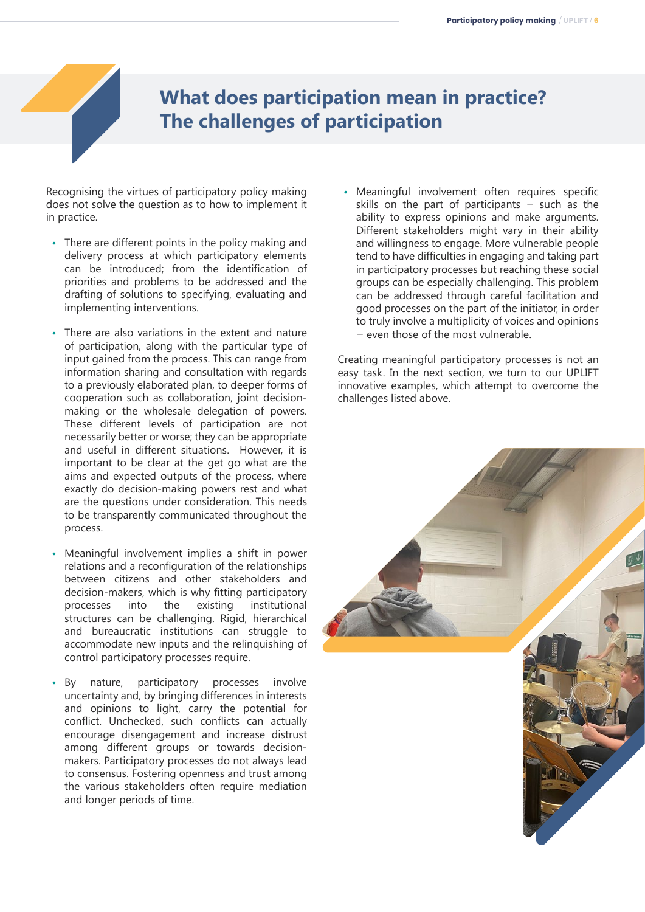# What does participation mean in practice? The challenges of participation

Recognising the virtues of participatory policy making does not solve the question as to how to implement it in practice.

- There are different points in the policy making and delivery process at which participatory elements can be introduced; from the identification of priorities and problems to be addressed and the drafting of solutions to specifying, evaluating and implementing interventions.

- There are also variations in the extent and nature of participation, along with the particular type of input gained from the process. This can range from information sharing and consultation with regards to a previously elaborated plan, to deeper forms of cooperation such as collaboration, joint decision-making or the wholesale delegation of powers. These different levels of participation are not necessarily better or worse; they can be appropriate and useful in different situations. However, it is important to be clear at the get go what are the aims and expected outputs of the process, where exactly do decision-making powers rest and what are the questions under consideration. This needs to be transparently communicated throughout the process.

- Meaningful involvement implies a shift in power relations and a reconfiguration of the relationships between citizens and other stakeholders and decision-makers, which is why fitting participatory processes into the existing institutional structures can be challenging. Rigid, hierarchical and bureaucratic institutions can struggle to accommodate new inputs and the relinquishing of control participatory processes require.

- By nature, participatory processes involve uncertainty and, by bringing differences in interests and opinions to light, carry the potential for conflict. Unchecked, such conflicts can actually encourage disengagement and increase distrust among different groups or towards decision-makers. Participatory processes do not always lead to consensus. Fostering openness and trust among the various stakeholders often require mediation and longer periods of time.

- Meaningful involvement often requires specific skills on the part of participants – such as the ability to express opinions and make arguments. Different stakeholders might vary in their ability and willingness to engage. More vulnerable people tend to have difficulties in engaging and taking part in participatory processes but reaching these social groups can be especially challenging. This problem can be addressed through careful facilitation and good processes on the part of the initiator, in order to truly involve a multiplicity of voices and opinions – even those of the most vulnerable.

Creating meaningful participatory processes is not an easy task. In the next section, we turn to our UPLIFT innovative examples, which attempt to overcome the challenges listed above.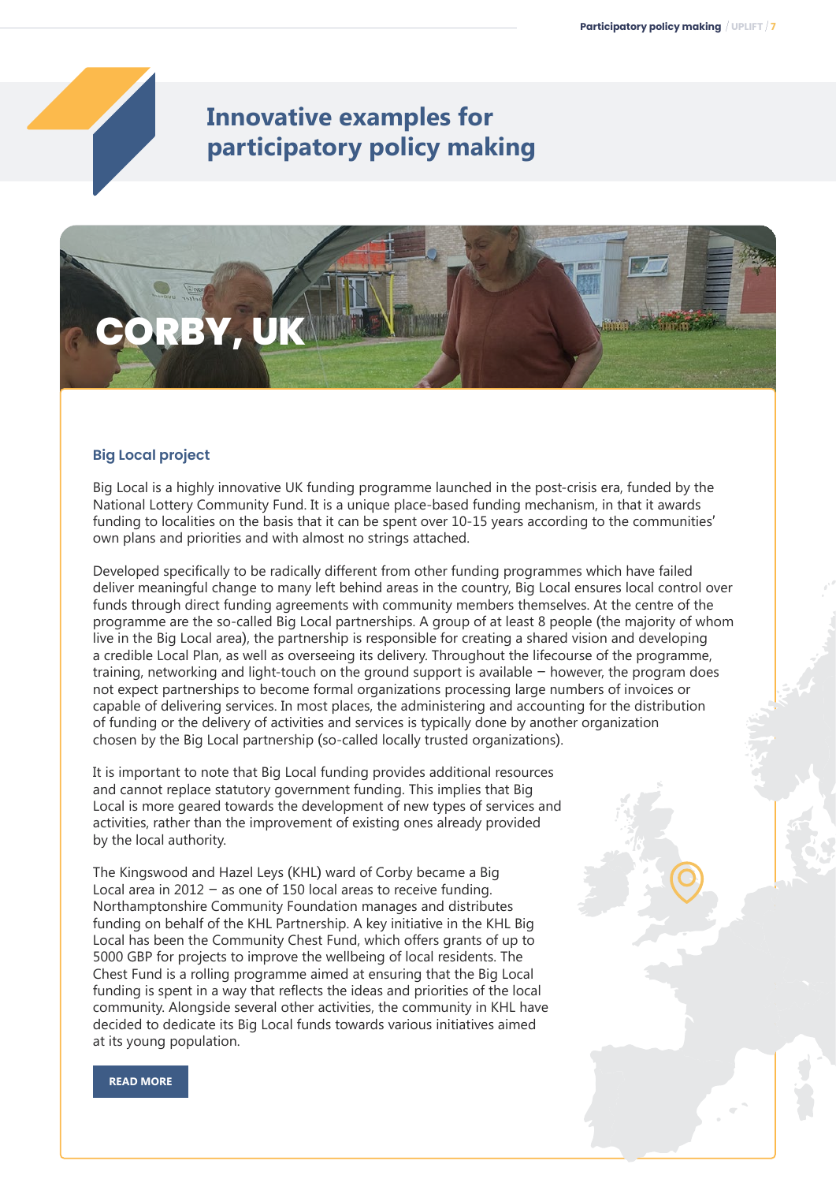# Innovative examples for participatory policy making

## CORBY, UK

### Big Local project

Big Local is a highly innovative UK funding programme launched in the post-crisis era, funded by the National Lottery Community Fund. It is a unique place-based funding mechanism, in that it awards funding to localities on the basis that it can be spent over 10-15 years according to the communities' own plans and priorities and with almost no strings attached.

Developed specifically to be radically different from other funding programmes which have failed deliver meaningful change to many left behind areas in the country, Big Local ensures local control over funds through direct funding agreements with community members themselves. At the centre of the programme are the so-called Big Local partnerships. A group of at least 8 people (the majority of whom live in the Big Local area), the partnership is responsible for creating a shared vision and developing a credible Local Plan, as well as overseeing its delivery. Throughout the lifecourse of the programme, training, networking and light-touch on the ground support is available – however, the program does not expect partnerships to become formal organizations processing large numbers of invoices or capable of delivering services. In most places, the administering and accounting for the distribution of funding or the delivery of activities and services is typically done by another organization chosen by the Big Local partnership (so-called locally trusted organizations).

It is important to note that Big Local funding provides additional resources and cannot replace statutory government funding. This implies that Big Local is more geared towards the development of new types of services and activities, rather than the improvement of existing ones already provided by the local authority.

The Kingswood and Hazel Leys (KHL) ward of Corby became a Big Local area in 2012 – as one of 150 local areas to receive funding. Northamptonshire Community Foundation manages and distributes funding on behalf of the KHL Partnership. A key initiative in the KHL Big Local has been the Community Chest Fund, which offers grants of up to 5000 GBP for projects to improve the wellbeing of local residents. The Chest Fund is a rolling programme aimed at ensuring that the Big Local funding is spent in a way that reflects the ideas and priorities of the local community. Alongside several other activities, the community in KHL have decided to dedicate its Big Local funds towards various initiatives aimed at its young population.

READ MORE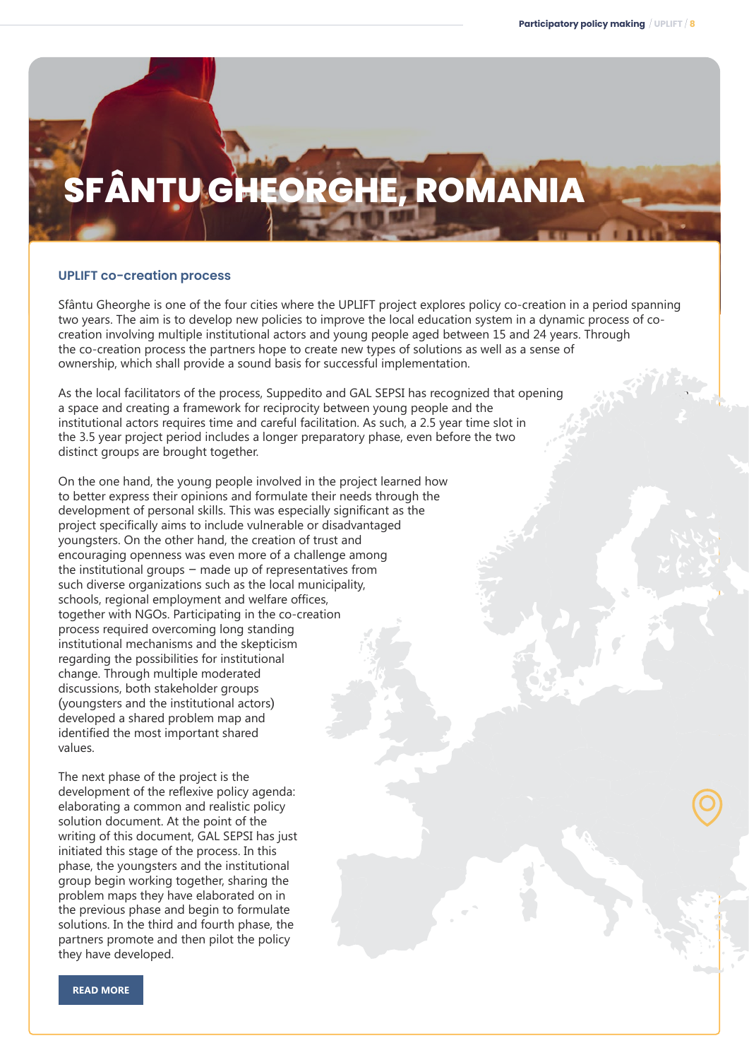# SFÂNTU GHEORGHE, ROMANIA

### UPLIFT co-creation process

Sfântu Gheorghe is one of the four cities where the UPLIFT project explores policy co-creation in a period spanning two years. The aim is to develop new policies to improve the local education system in a dynamic process of co-creation involving multiple institutional actors and young people aged between 15 and 24 years. Through the co-creation process the partners hope to create new types of solutions as well as a sense of ownership, which shall provide a sound basis for successful implementation.

As the local facilitators of the process, Suppedito and GAL SEPSI has recognized that opening a space and creating a framework for reciprocity between young people and the institutional actors requires time and careful facilitation. As such, a 2.5 year time slot in the 3.5 year project period includes a longer preparatory phase, even before the two distinct groups are brought together.

On the one hand, the young people involved in the project learned how to better express their opinions and formulate their needs through the development of personal skills. This was especially significant as the project specifically aims to include vulnerable or disadvantaged youngsters. On the other hand, the creation of trust and encouraging openness was even more of a challenge among the institutional groups – made up of representatives from such diverse organizations such as the local municipality, schools, regional employment and welfare offices, together with NGOs. Participating in the co-creation process required overcoming long standing institutional mechanisms and the skepticism regarding the possibilities for institutional change. Through multiple moderated discussions, both stakeholder groups (youngsters and the institutional actors) developed a shared problem map and identified the most important shared values.

The next phase of the project is the development of the reflexive policy agenda: elaborating a common and realistic policy solution document. At the point of the writing of this document, GAL SEPSI has just initiated this stage of the process. In this phase, the youngsters and the institutional group begin working together, sharing the problem maps they have elaborated on in the previous phase and begin to formulate solutions. In the third and fourth phase, the partners promote and then pilot the policy they have developed.

READ MORE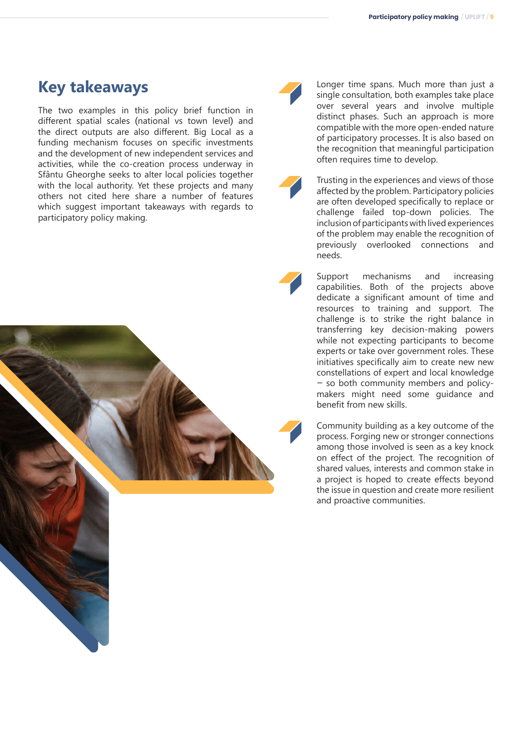## Key takeaways

The two examples in this policy brief function in different spatial scales (national vs town level) and the direct outputs are also different. Big Local as a funding mechanism focuses on specific investments and the development of new independent services and activities, while the co-creation process underway in Sfântu Gheorghe seeks to alter local policies together with the local authority. Yet these projects and many others not cited here share a number of features which suggest important takeaways with regards to participatory policy making.

- Longer time spans. Much more than just a single consultation, both examples take place over several years and involve multiple distinct phases. Such an approach is more compatible with the more open-ended nature of participatory processes. It is also based on the recognition that meaningful participation often requires time to develop.

- Trusting in the experiences and views of those affected by the problem. Participatory policies are often developed specifically to replace or challenge failed top-down policies. The inclusion of participants with lived experiences of the problem may enable the recognition of previously overlooked connections and needs.

- Support mechanisms and increasing capabilities. Both of the projects above dedicate a significant amount of time and resources to training and support. The challenge is to strike the right balance in transferring key decision-making powers while not expecting participants to become experts or take over government roles. These initiatives specifically aim to create new new constellations of expert and local knowledge – so both community members and policy-makers might need some guidance and benefit from new skills.

- Community building as a key outcome of the process. Forging new or stronger connections among those involved is seen as a key knock on effect of the project. The recognition of shared values, interests and common stake in a project is hoped to create effects beyond the issue in question and create more resilient and proactive communities.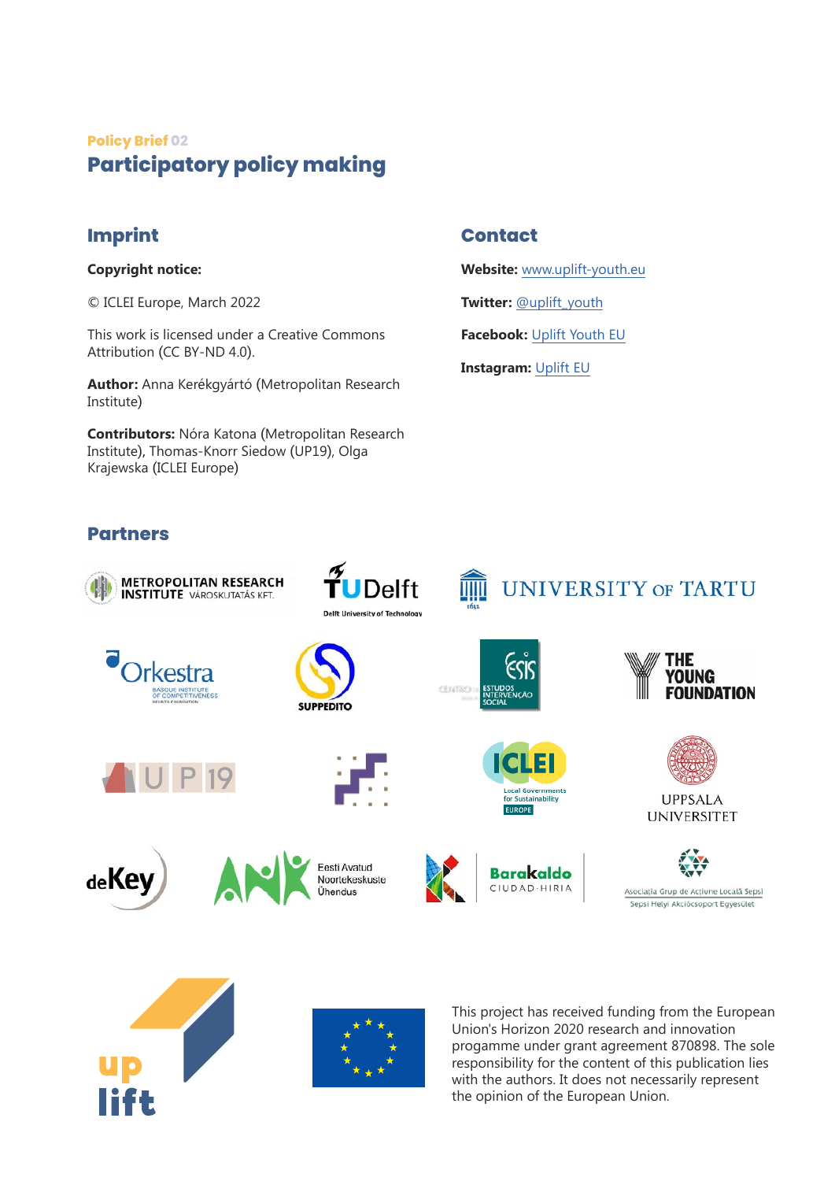**Policy Brief 02**

# Participatory policy making

## Imprint

**Copyright notice:**

© ICLEI Europe, March 2022

This work is licensed under a Creative Commons Attribution (CC BY-ND 4.0).

**Author:** Anna Kerékgyártó (Metropolitan Research Institute)

**Contributors:** Nóra Katona (Metropolitan Research Institute), Thomas-Knorr Siedow (UP19), Olga Krajewska (ICLEI Europe)

## Contact

**Website:** www.uplift-youth.eu

**Twitter:** @uplift_youth

**Facebook:** Uplift Youth EU

**Instagram:** Uplift EU

## Partners

This project has received funding from the European Union's Horizon 2020 research and innovation progamme under grant agreement 870898. The sole responsibility for the content of this publication lies with the authors. It does not necessarily represent the opinion of the European Union.